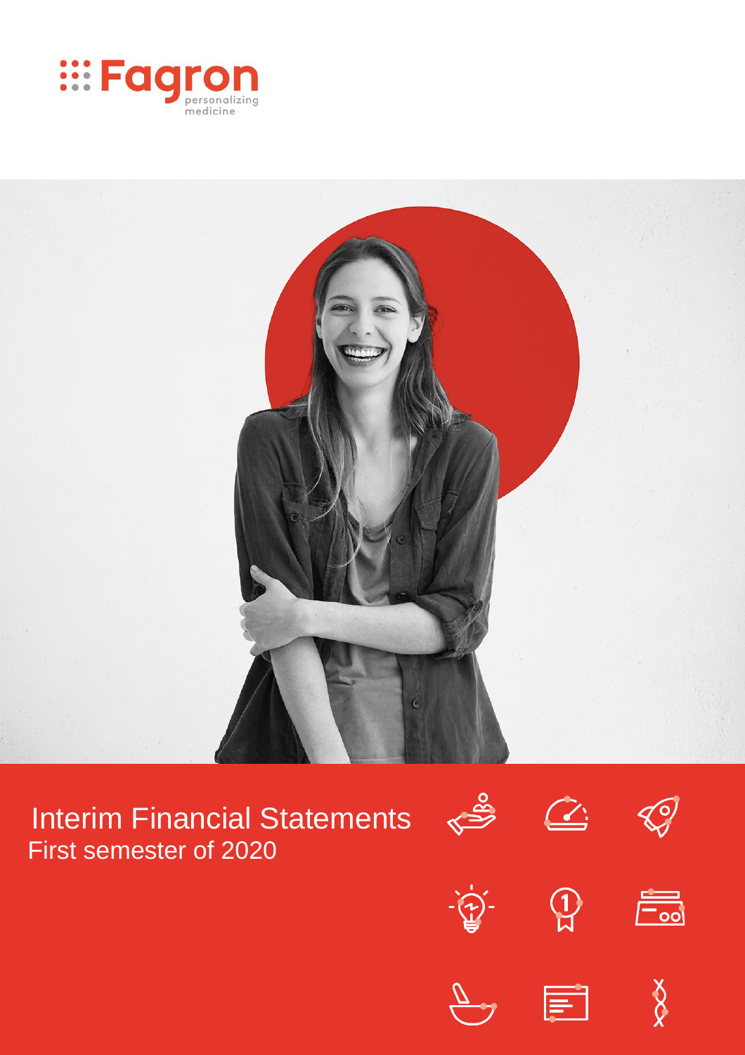Fagron

personalizing medicine

# Interim Financial Statements

First semester of 2020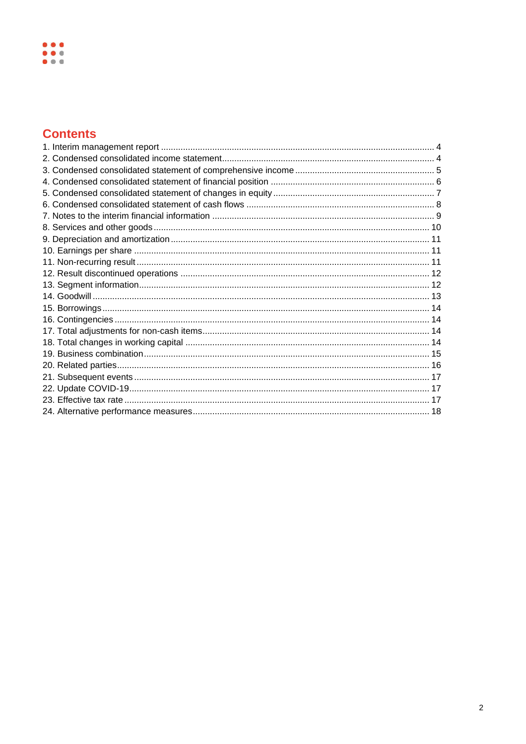## Contents

1. Interim management report ........ 4
2. Condensed consolidated income statement ........ 4
3. Condensed consolidated statement of comprehensive income ........ 5
4. Condensed consolidated statement of financial position ........ 6
5. Condensed consolidated statement of changes in equity ........ 7
6. Condensed consolidated statement of cash flows ........ 8
7. Notes to the interim financial information ........ 9
8. Services and other goods ........ 10
9. Depreciation and amortization ........ 11
10. Earnings per share ........ 11
11. Non-recurring result ........ 11
12. Result discontinued operations ........ 12
13. Segment information ........ 12
14. Goodwill ........ 13
15. Borrowings ........ 14
16. Contingencies ........ 14
17. Total adjustments for non-cash items ........ 14
18. Total changes in working capital ........ 14
19. Business combination ........ 15
20. Related parties ........ 16
21. Subsequent events ........ 17
22. Update COVID-19 ........ 17
23. Effective tax rate ........ 17
24. Alternative performance measures ........ 18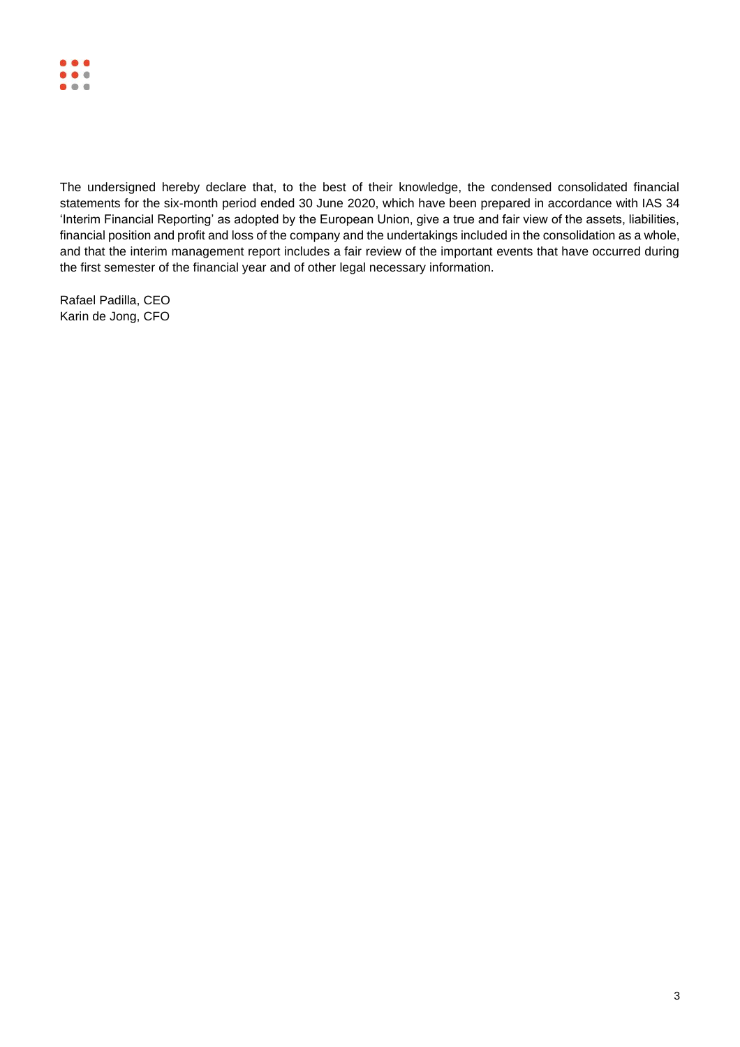The undersigned hereby declare that, to the best of their knowledge, the condensed consolidated financial statements for the six-month period ended 30 June 2020, which have been prepared in accordance with IAS 34 'Interim Financial Reporting' as adopted by the European Union, give a true and fair view of the assets, liabilities, financial position and profit and loss of the company and the undertakings included in the consolidation as a whole, and that the interim management report includes a fair review of the important events that have occurred during the first semester of the financial year and of other legal necessary information.

Rafael Padilla, CEO
Karin de Jong, CFO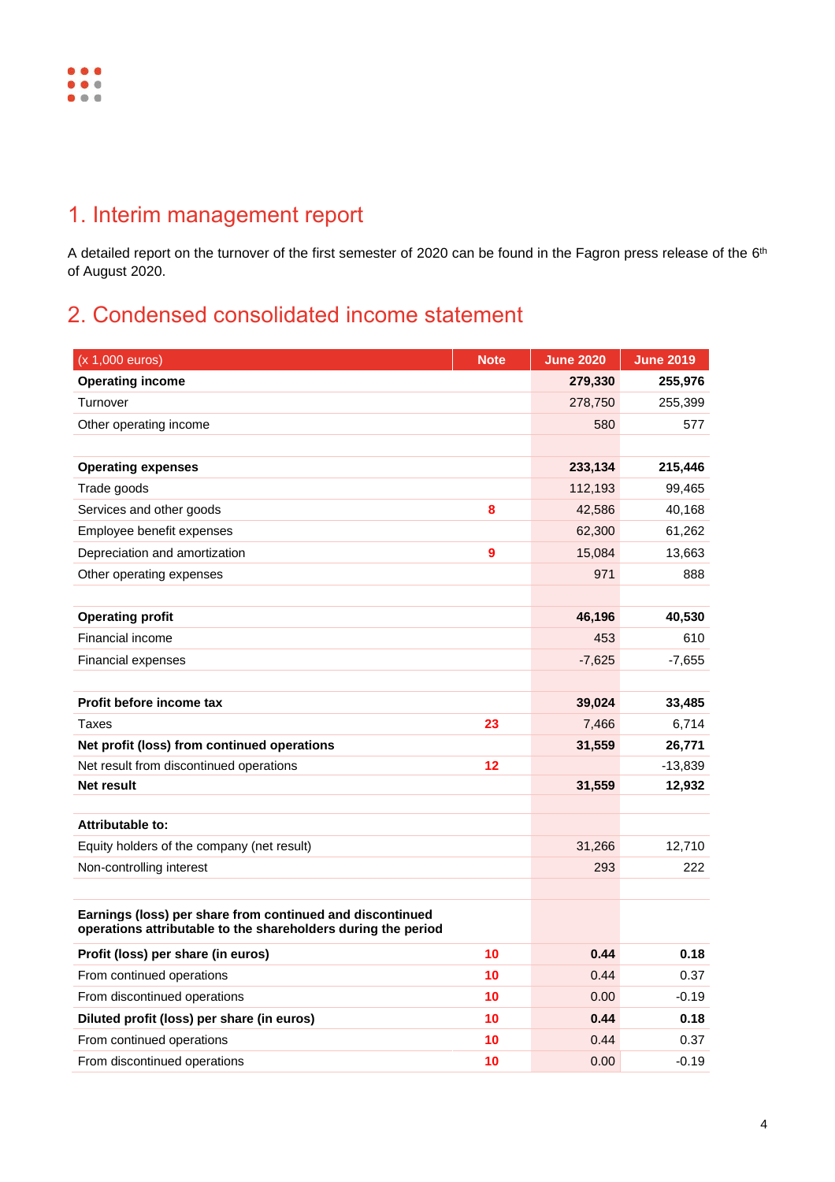# 1. Interim management report

A detailed report on the turnover of the first semester of 2020 can be found in the Fagron press release of the 6th of August 2020.

# 2. Condensed consolidated income statement

| (x 1,000 euros) | Note | June 2020 | June 2019 |
|---|---|---|---|
| **Operating income** | | **279,330** | **255,976** |
| Turnover | | 278,750 | 255,399 |
| Other operating income | | 580 | 577 |
| | | | |
| **Operating expenses** | | **233,134** | **215,446** |
| Trade goods | | 112,193 | 99,465 |
| Services and other goods | 8 | 42,586 | 40,168 |
| Employee benefit expenses | | 62,300 | 61,262 |
| Depreciation and amortization | 9 | 15,084 | 13,663 |
| Other operating expenses | | 971 | 888 |
| | | | |
| **Operating profit** | | **46,196** | **40,530** |
| Financial income | | 453 | 610 |
| Financial expenses | | -7,625 | -7,655 |
| | | | |
| **Profit before income tax** | | **39,024** | **33,485** |
| Taxes | 23 | 7,466 | 6,714 |
| **Net profit (loss) from continued operations** | | **31,559** | **26,771** |
| Net result from discontinued operations | 12 | | -13,839 |
| **Net result** | | **31,559** | **12,932** |
| | | | |
| **Attributable to:** | | | |
| Equity holders of the company (net result) | | 31,266 | 12,710 |
| Non-controlling interest | | 293 | 222 |
| | | | |
| **Earnings (loss) per share from continued and discontinued operations attributable to the shareholders during the period** | | | |
| **Profit (loss) per share (in euros)** | 10 | **0.44** | **0.18** |
| From continued operations | 10 | 0.44 | 0.37 |
| From discontinued operations | 10 | 0.00 | -0.19 |
| **Diluted profit (loss) per share (in euros)** | 10 | **0.44** | **0.18** |
| From continued operations | 10 | 0.44 | 0.37 |
| From discontinued operations | 10 | 0.00 | -0.19 |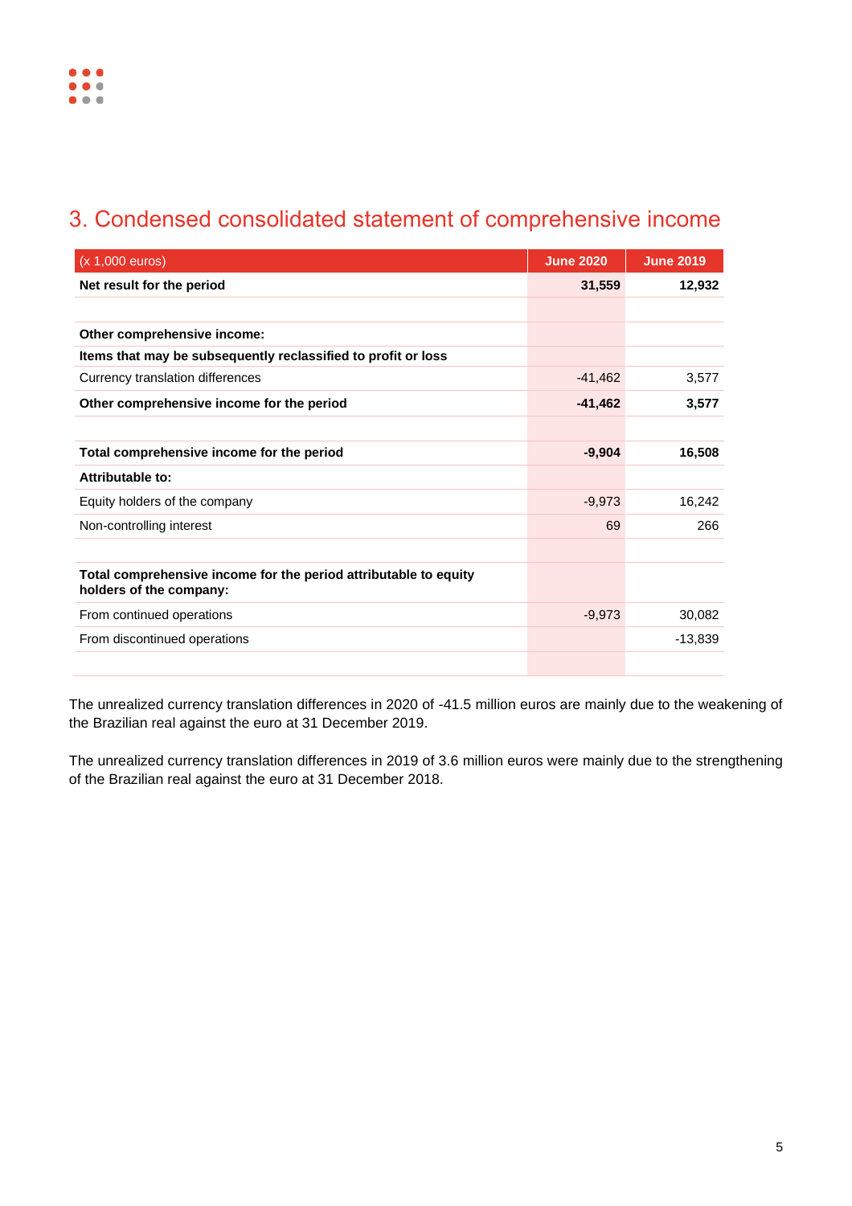## 3. Condensed consolidated statement of comprehensive income

| (x 1,000 euros) | June 2020 | June 2019 |
|---|---|---|
| **Net result for the period** | **31,559** | **12,932** |
| | | |
| **Other comprehensive income:** | | |
| **Items that may be subsequently reclassified to profit or loss** | | |
| Currency translation differences | -41,462 | 3,577 |
| **Other comprehensive income for the period** | **-41,462** | **3,577** |
| | | |
| **Total comprehensive income for the period** | **-9,904** | **16,508** |
| **Attributable to:** | | |
| Equity holders of the company | -9,973 | 16,242 |
| Non-controlling interest | 69 | 266 |
| | | |
| **Total comprehensive income for the period attributable to equity holders of the company:** | | |
| From continued operations | -9,973 | 30,082 |
| From discontinued operations | | -13,839 |
| | | |

The unrealized currency translation differences in 2020 of -41.5 million euros are mainly due to the weakening of the Brazilian real against the euro at 31 December 2019.

The unrealized currency translation differences in 2019 of 3.6 million euros were mainly due to the strengthening of the Brazilian real against the euro at 31 December 2018.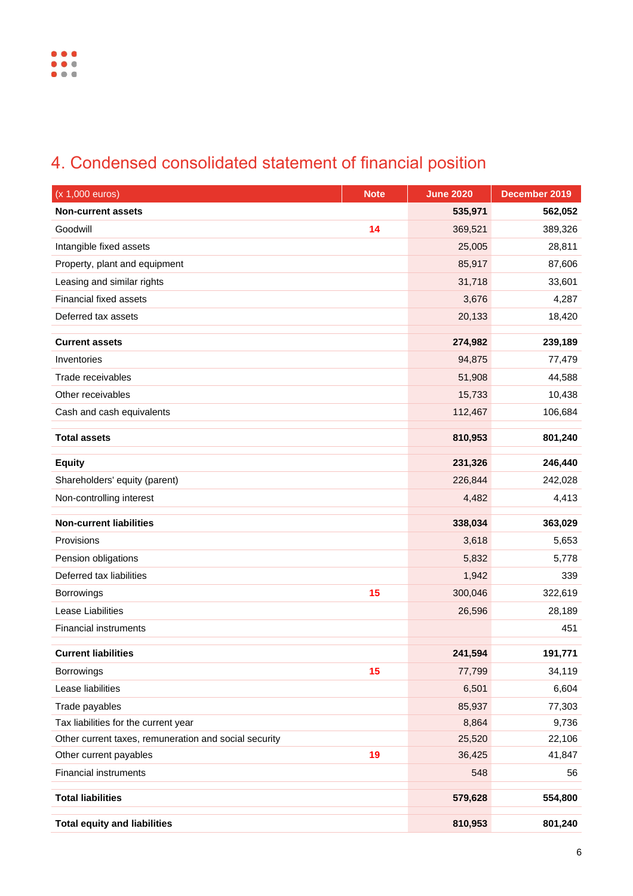# 4. Condensed consolidated statement of financial position

| (x 1,000 euros) | Note | June 2020 | December 2019 |
|---|---|---|---|
| **Non-current assets** | | **535,971** | **562,052** |
| Goodwill | 14 | 369,521 | 389,326 |
| Intangible fixed assets | | 25,005 | 28,811 |
| Property, plant and equipment | | 85,917 | 87,606 |
| Leasing and similar rights | | 31,718 | 33,601 |
| Financial fixed assets | | 3,676 | 4,287 |
| Deferred tax assets | | 20,133 | 18,420 |
| | | | |
| **Current assets** | | **274,982** | **239,189** |
| Inventories | | 94,875 | 77,479 |
| Trade receivables | | 51,908 | 44,588 |
| Other receivables | | 15,733 | 10,438 |
| Cash and cash equivalents | | 112,467 | 106,684 |
| | | | |
| **Total assets** | | **810,953** | **801,240** |
| | | | |
| **Equity** | | **231,326** | **246,440** |
| Shareholders' equity (parent) | | 226,844 | 242,028 |
| Non-controlling interest | | 4,482 | 4,413 |
| | | | |
| **Non-current liabilities** | | **338,034** | **363,029** |
| Provisions | | 3,618 | 5,653 |
| Pension obligations | | 5,832 | 5,778 |
| Deferred tax liabilities | | 1,942 | 339 |
| Borrowings | 15 | 300,046 | 322,619 |
| Lease Liabilities | | 26,596 | 28,189 |
| Financial instruments | | | 451 |
| | | | |
| **Current liabilities** | | **241,594** | **191,771** |
| Borrowings | 15 | 77,799 | 34,119 |
| Lease liabilities | | 6,501 | 6,604 |
| Trade payables | | 85,937 | 77,303 |
| Tax liabilities for the current year | | 8,864 | 9,736 |
| Other current taxes, remuneration and social security | | 25,520 | 22,106 |
| Other current payables | 19 | 36,425 | 41,847 |
| Financial instruments | | 548 | 56 |
| | | | |
| **Total liabilities** | | **579,628** | **554,800** |
| | | | |
| **Total equity and liabilities** | | **810,953** | **801,240** |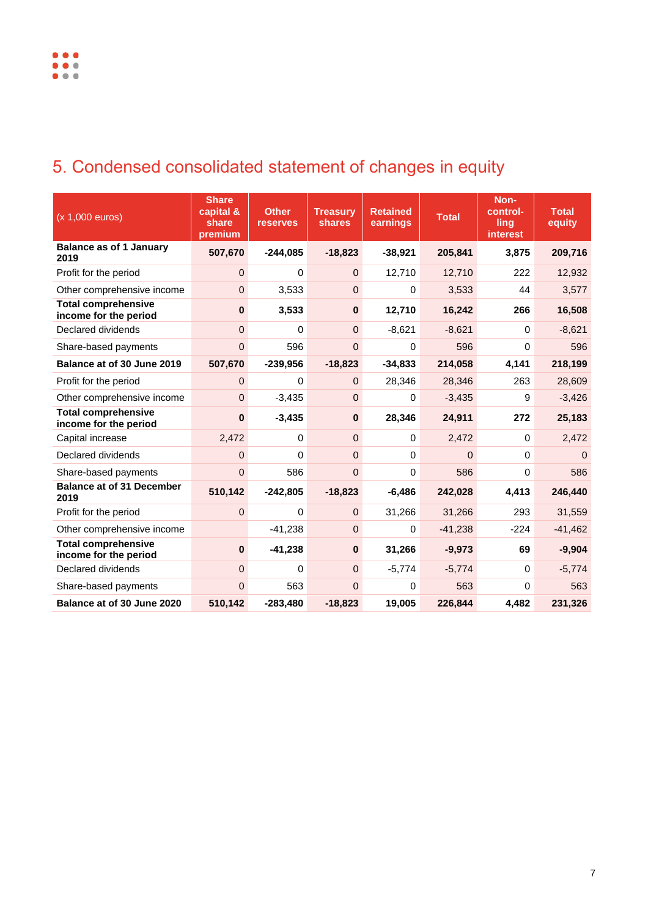## 5. Condensed consolidated statement of changes in equity

| (x 1,000 euros) | Share capital & share premium | Other reserves | Treasury shares | Retained earnings | Total | Non-control-ling interest | Total equity |
|---|---|---|---|---|---|---|---|
| **Balance as of 1 January 2019** | **507,670** | **-244,085** | **-18,823** | **-38,921** | **205,841** | **3,875** | **209,716** |
| Profit for the period | 0 | 0 | 0 | 12,710 | 12,710 | 222 | 12,932 |
| Other comprehensive income | 0 | 3,533 | 0 | 0 | 3,533 | 44 | 3,577 |
| **Total comprehensive income for the period** | **0** | **3,533** | **0** | **12,710** | **16,242** | **266** | **16,508** |
| Declared dividends | 0 | 0 | 0 | -8,621 | -8,621 | 0 | -8,621 |
| Share-based payments | 0 | 596 | 0 | 0 | 596 | 0 | 596 |
| **Balance at of 30 June 2019** | **507,670** | **-239,956** | **-18,823** | **-34,833** | **214,058** | **4,141** | **218,199** |
| Profit for the period | 0 | 0 | 0 | 28,346 | 28,346 | 263 | 28,609 |
| Other comprehensive income | 0 | -3,435 | 0 | 0 | -3,435 | 9 | -3,426 |
| **Total comprehensive income for the period** | **0** | **-3,435** | **0** | **28,346** | **24,911** | **272** | **25,183** |
| Capital increase | 2,472 | 0 | 0 | 0 | 2,472 | 0 | 2,472 |
| Declared dividends | 0 | 0 | 0 | 0 | 0 | 0 | 0 |
| Share-based payments | 0 | 586 | 0 | 0 | 586 | 0 | 586 |
| **Balance at of 31 December 2019** | **510,142** | **-242,805** | **-18,823** | **-6,486** | **242,028** | **4,413** | **246,440** |
| Profit for the period | 0 | 0 | 0 | 31,266 | 31,266 | 293 | 31,559 |
| Other comprehensive income | | -41,238 | 0 | 0 | -41,238 | -224 | -41,462 |
| **Total comprehensive income for the period** | **0** | **-41,238** | **0** | **31,266** | **-9,973** | **69** | **-9,904** |
| Declared dividends | 0 | 0 | 0 | -5,774 | -5,774 | 0 | -5,774 |
| Share-based payments | 0 | 563 | 0 | 0 | 563 | 0 | 563 |
| **Balance at of 30 June 2020** | **510,142** | **-283,480** | **-18,823** | **19,005** | **226,844** | **4,482** | **231,326** |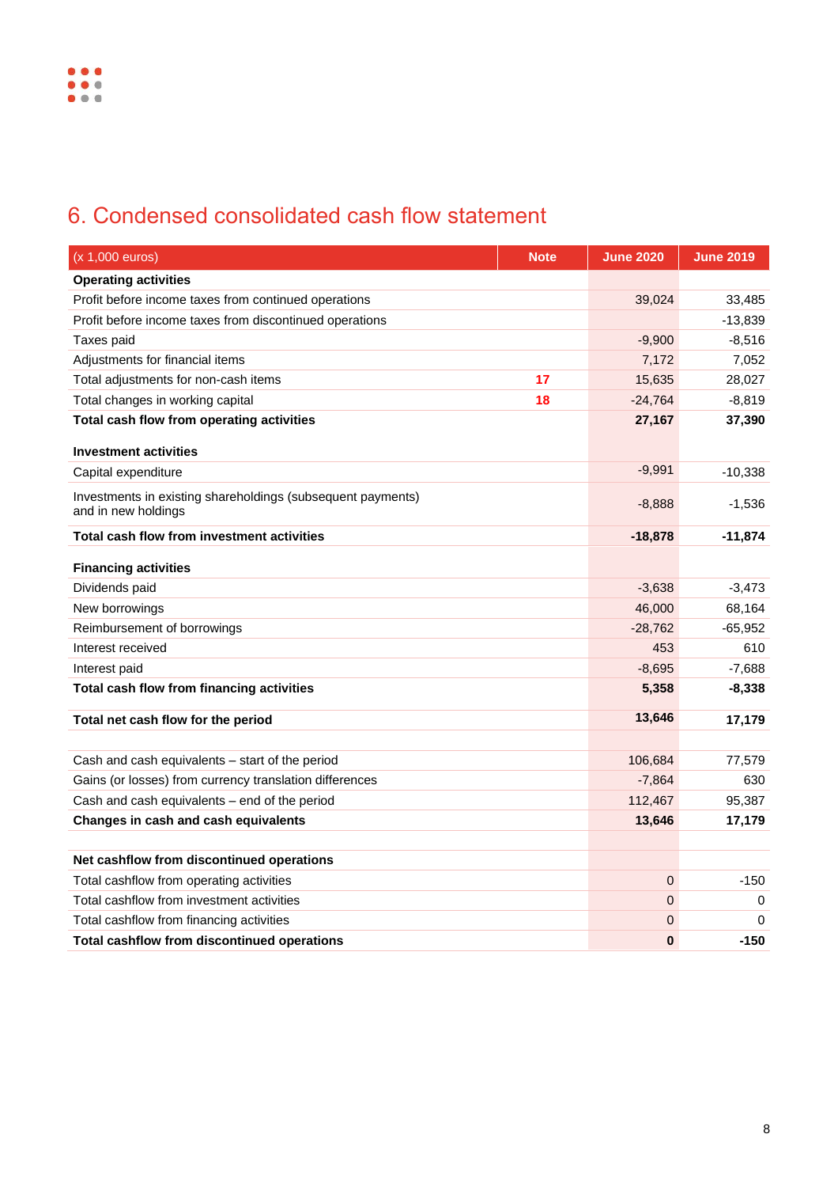## 6. Condensed consolidated cash flow statement

| (x 1,000 euros) | Note | June 2020 | June 2019 |
|---|---|---|---|
| **Operating activities** | | | |
| Profit before income taxes from continued operations | | 39,024 | 33,485 |
| Profit before income taxes from discontinued operations | | | -13,839 |
| Taxes paid | | -9,900 | -8,516 |
| Adjustments for financial items | | 7,172 | 7,052 |
| Total adjustments for non-cash items | 17 | 15,635 | 28,027 |
| Total changes in working capital | 18 | -24,764 | -8,819 |
| **Total cash flow from operating activities** | | **27,167** | **37,390** |
| | | | |
| **Investment activities** | | | |
| Capital expenditure | | -9,991 | -10,338 |
| Investments in existing shareholdings (subsequent payments) and in new holdings | | -8,888 | -1,536 |
| **Total cash flow from investment activities** | | **-18,878** | **-11,874** |
| | | | |
| **Financing activities** | | | |
| Dividends paid | | -3,638 | -3,473 |
| New borrowings | | 46,000 | 68,164 |
| Reimbursement of borrowings | | -28,762 | -65,952 |
| Interest received | | 453 | 610 |
| Interest paid | | -8,695 | -7,688 |
| **Total cash flow from financing activities** | | **5,358** | **-8,338** |
| | | | |
| **Total net cash flow for the period** | | **13,646** | **17,179** |
| | | | |
| Cash and cash equivalents – start of the period | | 106,684 | 77,579 |
| Gains (or losses) from currency translation differences | | -7,864 | 630 |
| Cash and cash equivalents – end of the period | | 112,467 | 95,387 |
| **Changes in cash and cash equivalents** | | **13,646** | **17,179** |
| | | | |
| **Net cashflow from discontinued operations** | | | |
| Total cashflow from operating activities | | 0 | -150 |
| Total cashflow from investment activities | | 0 | 0 |
| Total cashflow from financing activities | | 0 | 0 |
| **Total cashflow from discontinued operations** | | **0** | **-150** |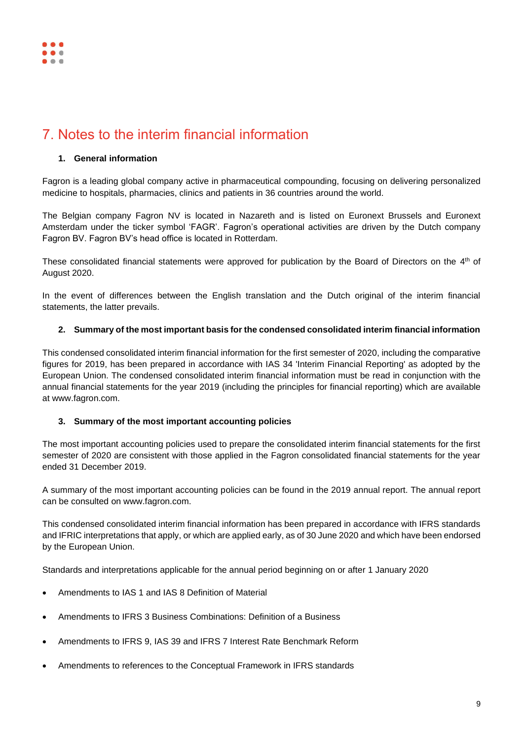# 7. Notes to the interim financial information

### 1. General information

Fagron is a leading global company active in pharmaceutical compounding, focusing on delivering personalized medicine to hospitals, pharmacies, clinics and patients in 36 countries around the world.

The Belgian company Fagron NV is located in Nazareth and is listed on Euronext Brussels and Euronext Amsterdam under the ticker symbol 'FAGR'. Fagron's operational activities are driven by the Dutch company Fagron BV. Fagron BV's head office is located in Rotterdam.

These consolidated financial statements were approved for publication by the Board of Directors on the 4th of August 2020.

In the event of differences between the English translation and the Dutch original of the interim financial statements, the latter prevails.

### 2. Summary of the most important basis for the condensed consolidated interim financial information

This condensed consolidated interim financial information for the first semester of 2020, including the comparative figures for 2019, has been prepared in accordance with IAS 34 'Interim Financial Reporting' as adopted by the European Union. The condensed consolidated interim financial information must be read in conjunction with the annual financial statements for the year 2019 (including the principles for financial reporting) which are available at www.fagron.com.

### 3. Summary of the most important accounting policies

The most important accounting policies used to prepare the consolidated interim financial statements for the first semester of 2020 are consistent with those applied in the Fagron consolidated financial statements for the year ended 31 December 2019.

A summary of the most important accounting policies can be found in the 2019 annual report. The annual report can be consulted on www.fagron.com.

This condensed consolidated interim financial information has been prepared in accordance with IFRS standards and IFRIC interpretations that apply, or which are applied early, as of 30 June 2020 and which have been endorsed by the European Union.

Standards and interpretations applicable for the annual period beginning on or after 1 January 2020

- Amendments to IAS 1 and IAS 8 Definition of Material
- Amendments to IFRS 3 Business Combinations: Definition of a Business
- Amendments to IFRS 9, IAS 39 and IFRS 7 Interest Rate Benchmark Reform
- Amendments to references to the Conceptual Framework in IFRS standards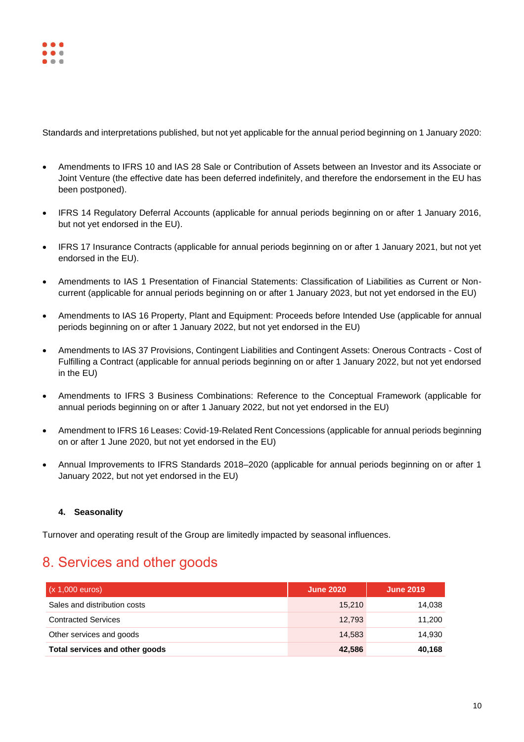Standards and interpretations published, but not yet applicable for the annual period beginning on 1 January 2020:

- Amendments to IFRS 10 and IAS 28 Sale or Contribution of Assets between an Investor and its Associate or Joint Venture (the effective date has been deferred indefinitely, and therefore the endorsement in the EU has been postponed).
- IFRS 14 Regulatory Deferral Accounts (applicable for annual periods beginning on or after 1 January 2016, but not yet endorsed in the EU).
- IFRS 17 Insurance Contracts (applicable for annual periods beginning on or after 1 January 2021, but not yet endorsed in the EU).
- Amendments to IAS 1 Presentation of Financial Statements: Classification of Liabilities as Current or Non-current (applicable for annual periods beginning on or after 1 January 2023, but not yet endorsed in the EU)
- Amendments to IAS 16 Property, Plant and Equipment: Proceeds before Intended Use (applicable for annual periods beginning on or after 1 January 2022, but not yet endorsed in the EU)
- Amendments to IAS 37 Provisions, Contingent Liabilities and Contingent Assets: Onerous Contracts - Cost of Fulfilling a Contract (applicable for annual periods beginning on or after 1 January 2022, but not yet endorsed in the EU)
- Amendments to IFRS 3 Business Combinations: Reference to the Conceptual Framework (applicable for annual periods beginning on or after 1 January 2022, but not yet endorsed in the EU)
- Amendment to IFRS 16 Leases: Covid-19-Related Rent Concessions (applicable for annual periods beginning on or after 1 June 2020, but not yet endorsed in the EU)
- Annual Improvements to IFRS Standards 2018–2020 (applicable for annual periods beginning on or after 1 January 2022, but not yet endorsed in the EU)

### 4. Seasonality

Turnover and operating result of the Group are limitedly impacted by seasonal influences.

## 8. Services and other goods

| (x 1,000 euros) | June 2020 | June 2019 |
|---|---|---|
| Sales and distribution costs | 15,210 | 14,038 |
| Contracted Services | 12,793 | 11,200 |
| Other services and goods | 14,583 | 14,930 |
| **Total services and other goods** | **42,586** | **40,168** |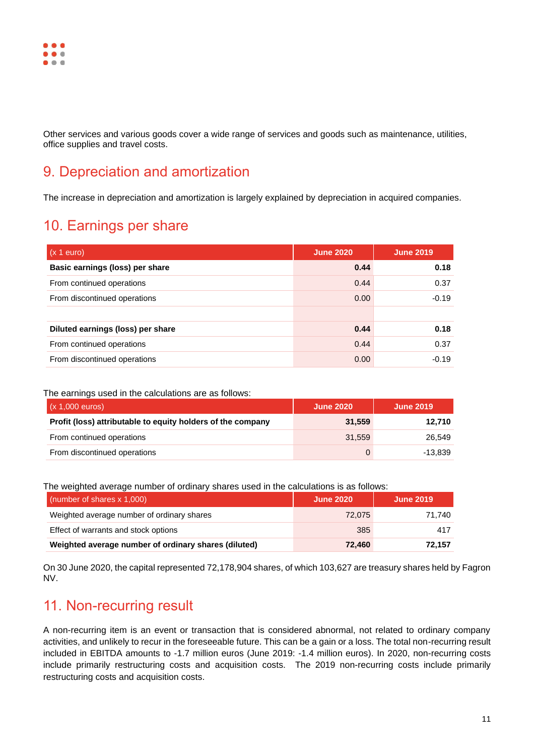Other services and various goods cover a wide range of services and goods such as maintenance, utilities, office supplies and travel costs.

## 9. Depreciation and amortization

The increase in depreciation and amortization is largely explained by depreciation in acquired companies.

## 10. Earnings per share

| (x 1 euro) | June 2020 | June 2019 |
|---|---|---|
| **Basic earnings (loss) per share** | **0.44** | **0.18** |
| From continued operations | 0.44 | 0.37 |
| From discontinued operations | 0.00 | -0.19 |
| | | |
| **Diluted earnings (loss) per share** | **0.44** | **0.18** |
| From continued operations | 0.44 | 0.37 |
| From discontinued operations | 0.00 | -0.19 |

The earnings used in the calculations are as follows:

| (x 1,000 euros) | June 2020 | June 2019 |
|---|---|---|
| **Profit (loss) attributable to equity holders of the company** | **31,559** | **12,710** |
| From continued operations | 31,559 | 26,549 |
| From discontinued operations | 0 | -13,839 |

The weighted average number of ordinary shares used in the calculations is as follows:

| (number of shares x 1,000) | June 2020 | June 2019 |
|---|---|---|
| Weighted average number of ordinary shares | 72,075 | 71,740 |
| Effect of warrants and stock options | 385 | 417 |
| **Weighted average number of ordinary shares (diluted)** | **72,460** | **72,157** |

On 30 June 2020, the capital represented 72,178,904 shares, of which 103,627 are treasury shares held by Fagron NV.

## 11. Non-recurring result

A non-recurring item is an event or transaction that is considered abnormal, not related to ordinary company activities, and unlikely to recur in the foreseeable future. This can be a gain or a loss. The total non-recurring result included in EBITDA amounts to -1.7 million euros (June 2019: -1.4 million euros). In 2020, non-recurring costs include primarily restructuring costs and acquisition costs. The 2019 non-recurring costs include primarily restructuring costs and acquisition costs.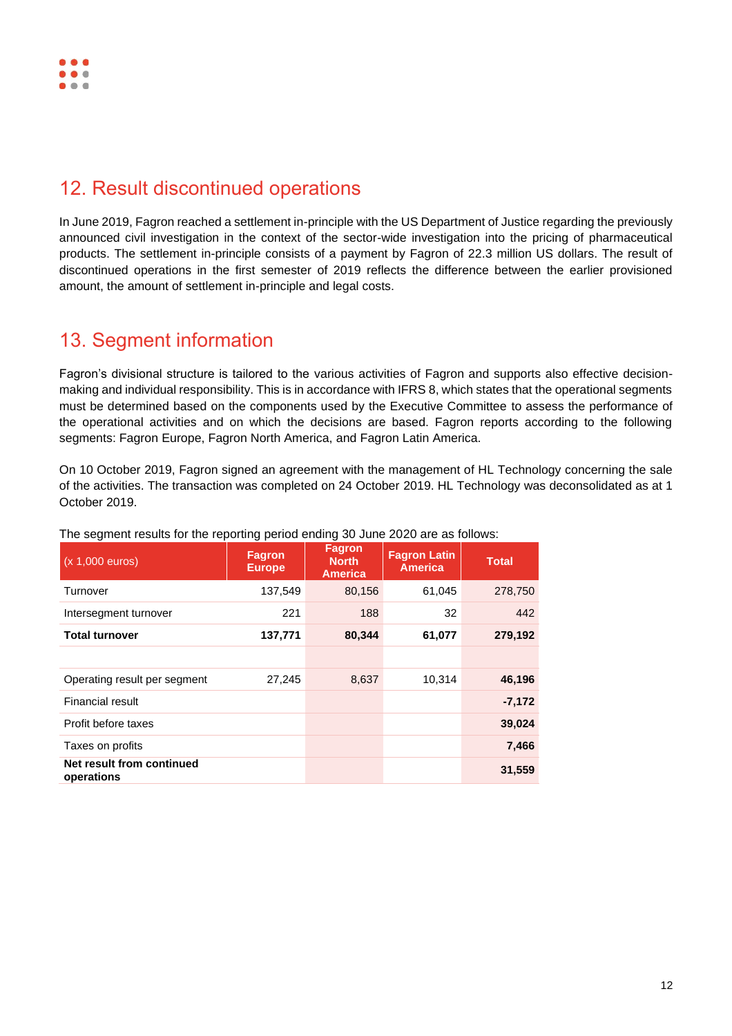## 12. Result discontinued operations

In June 2019, Fagron reached a settlement in-principle with the US Department of Justice regarding the previously announced civil investigation in the context of the sector-wide investigation into the pricing of pharmaceutical products. The settlement in-principle consists of a payment by Fagron of 22.3 million US dollars. The result of discontinued operations in the first semester of 2019 reflects the difference between the earlier provisioned amount, the amount of settlement in-principle and legal costs.

## 13. Segment information

Fagron's divisional structure is tailored to the various activities of Fagron and supports also effective decision-making and individual responsibility. This is in accordance with IFRS 8, which states that the operational segments must be determined based on the components used by the Executive Committee to assess the performance of the operational activities and on which the decisions are based. Fagron reports according to the following segments: Fagron Europe, Fagron North America, and Fagron Latin America.

On 10 October 2019, Fagron signed an agreement with the management of HL Technology concerning the sale of the activities. The transaction was completed on 24 October 2019. HL Technology was deconsolidated as at 1 October 2019.

The segment results for the reporting period ending 30 June 2020 are as follows:

| (x 1,000 euros) | Fagron Europe | Fagron North America | Fagron Latin America | Total |
|---|---|---|---|---|
| Turnover | 137,549 | 80,156 | 61,045 | 278,750 |
| Intersegment turnover | 221 | 188 | 32 | 442 |
| **Total turnover** | **137,771** | **80,344** | **61,077** | **279,192** |
| | | | | |
| Operating result per segment | 27,245 | 8,637 | 10,314 | **46,196** |
| Financial result | | | | **-7,172** |
| Profit before taxes | | | | **39,024** |
| Taxes on profits | | | | **7,466** |
| **Net result from continued operations** | | | | **31,559** |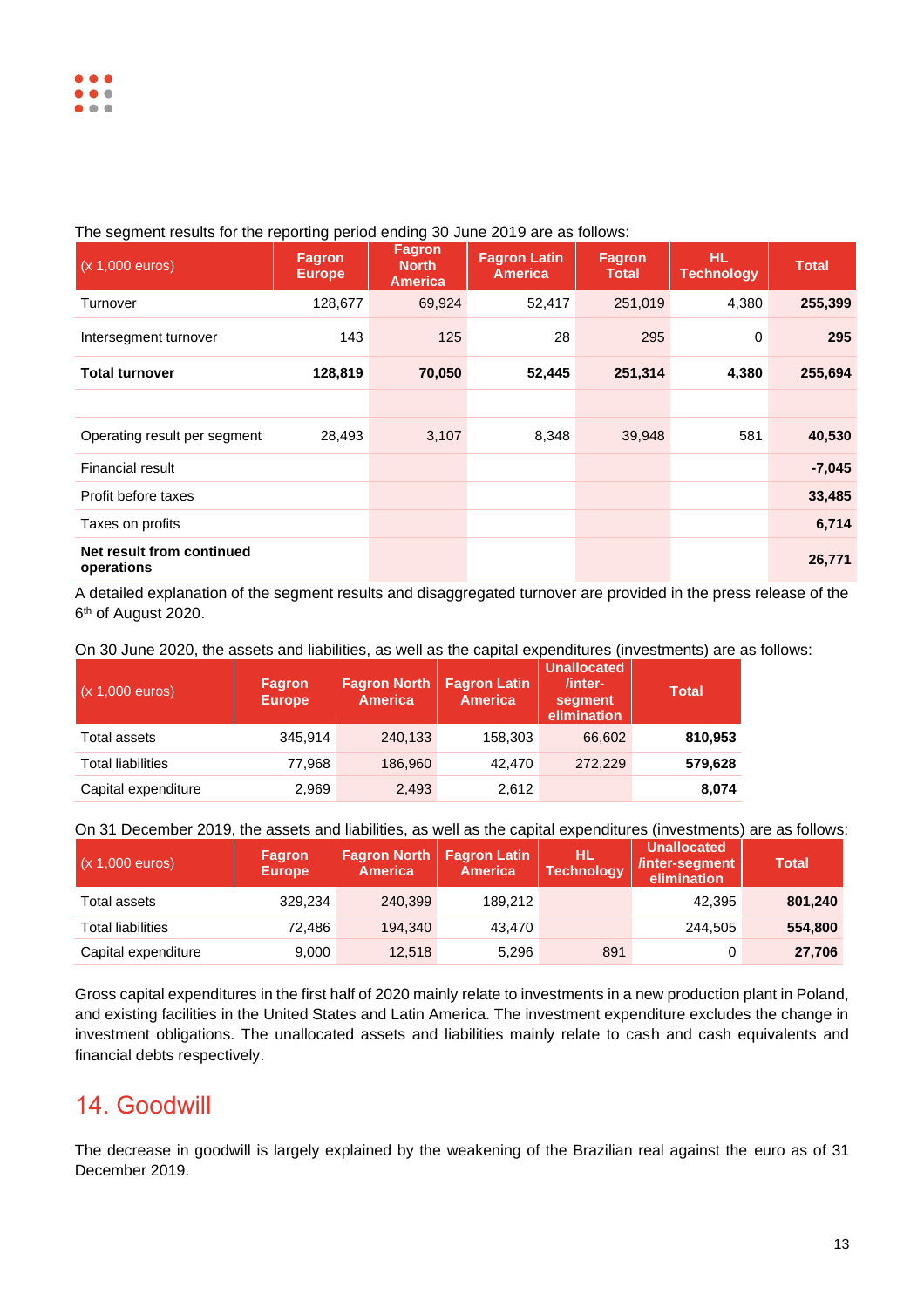The segment results for the reporting period ending 30 June 2019 are as follows:

| (x 1,000 euros) | Fagron Europe | Fagron North America | Fagron Latin America | Fagron Total | HL Technology | Total |
|---|---|---|---|---|---|---|
| Turnover | 128,677 | 69,924 | 52,417 | 251,019 | 4,380 | **255,399** |
| Intersegment turnover | 143 | 125 | 28 | 295 | 0 | **295** |
| **Total turnover** | **128,819** | **70,050** | **52,445** | **251,314** | **4,380** | **255,694** |
| | | | | | | |
| Operating result per segment | 28,493 | 3,107 | 8,348 | 39,948 | 581 | **40,530** |
| Financial result | | | | | | **-7,045** |
| Profit before taxes | | | | | | **33,485** |
| Taxes on profits | | | | | | **6,714** |
| **Net result from continued operations** | | | | | | **26,771** |

A detailed explanation of the segment results and disaggregated turnover are provided in the press release of the 6th of August 2020.

On 30 June 2020, the assets and liabilities, as well as the capital expenditures (investments) are as follows:

| (x 1,000 euros) | Fagron Europe | Fagron North America | Fagron Latin America | Unallocated /inter-segment elimination | Total |
|---|---|---|---|---|---|
| Total assets | 345,914 | 240,133 | 158,303 | 66,602 | **810,953** |
| Total liabilities | 77,968 | 186,960 | 42,470 | 272,229 | **579,628** |
| Capital expenditure | 2,969 | 2,493 | 2,612 | | **8,074** |

On 31 December 2019, the assets and liabilities, as well as the capital expenditures (investments) are as follows:

| (x 1,000 euros) | Fagron Europe | Fagron North America | Fagron Latin America | HL Technology | Unallocated /inter-segment elimination | Total |
|---|---|---|---|---|---|---|
| Total assets | 329,234 | 240,399 | 189,212 | | 42,395 | **801,240** |
| Total liabilities | 72,486 | 194,340 | 43,470 | | 244,505 | **554,800** |
| Capital expenditure | 9,000 | 12,518 | 5,296 | 891 | 0 | **27,706** |

Gross capital expenditures in the first half of 2020 mainly relate to investments in a new production plant in Poland, and existing facilities in the United States and Latin America. The investment expenditure excludes the change in investment obligations. The unallocated assets and liabilities mainly relate to cash and cash equivalents and financial debts respectively.

## 14. Goodwill

The decrease in goodwill is largely explained by the weakening of the Brazilian real against the euro as of 31 December 2019.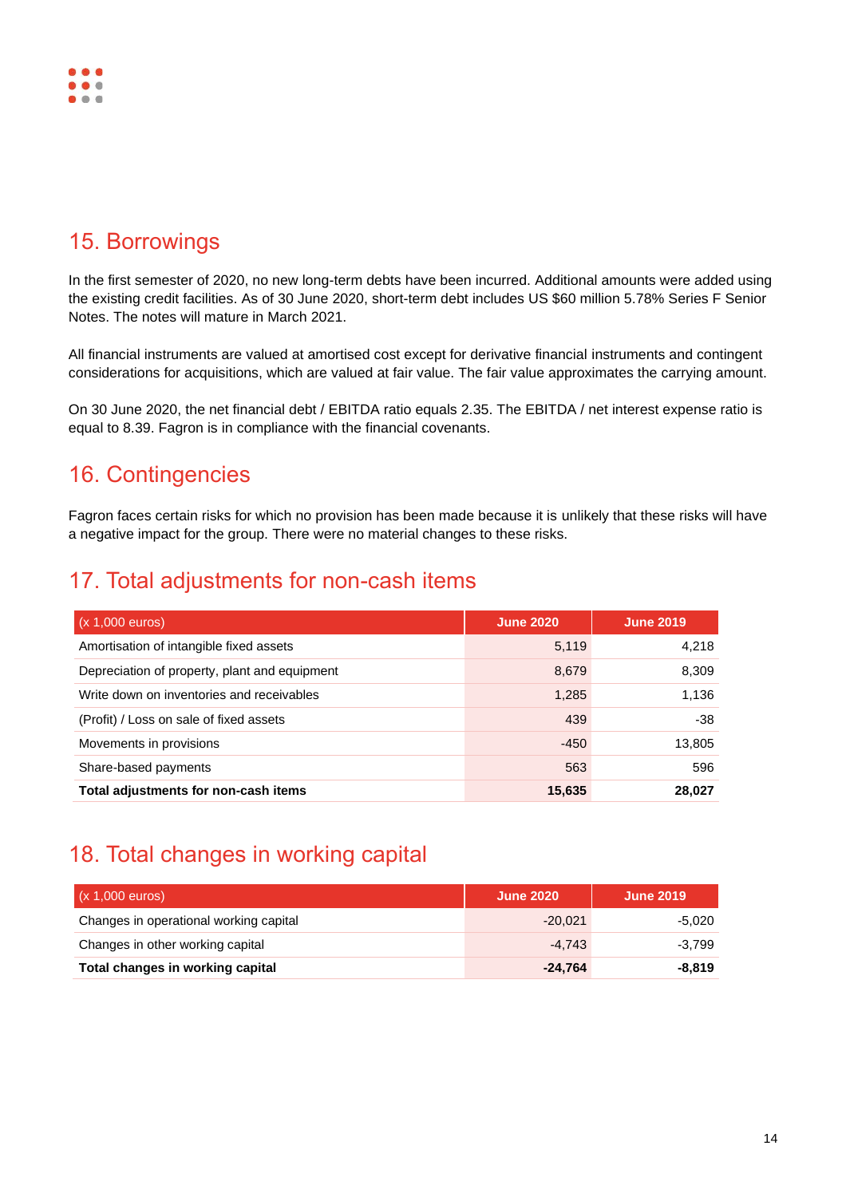## 15. Borrowings

In the first semester of 2020, no new long-term debts have been incurred. Additional amounts were added using the existing credit facilities. As of 30 June 2020, short-term debt includes US $60 million 5.78% Series F Senior Notes. The notes will mature in March 2021.

All financial instruments are valued at amortised cost except for derivative financial instruments and contingent considerations for acquisitions, which are valued at fair value. The fair value approximates the carrying amount.

On 30 June 2020, the net financial debt / EBITDA ratio equals 2.35. The EBITDA / net interest expense ratio is equal to 8.39. Fagron is in compliance with the financial covenants.

## 16. Contingencies

Fagron faces certain risks for which no provision has been made because it is unlikely that these risks will have a negative impact for the group. There were no material changes to these risks.

## 17. Total adjustments for non-cash items

| (x 1,000 euros) | June 2020 | June 2019 |
|---|---|---|
| Amortisation of intangible fixed assets | 5,119 | 4,218 |
| Depreciation of property, plant and equipment | 8,679 | 8,309 |
| Write down on inventories and receivables | 1,285 | 1,136 |
| (Profit) / Loss on sale of fixed assets | 439 | -38 |
| Movements in provisions | -450 | 13,805 |
| Share-based payments | 563 | 596 |
| **Total adjustments for non-cash items** | **15,635** | **28,027** |

## 18. Total changes in working capital

| (x 1,000 euros) | June 2020 | June 2019 |
|---|---|---|
| Changes in operational working capital | -20,021 | -5,020 |
| Changes in other working capital | -4,743 | -3,799 |
| **Total changes in working capital** | **-24,764** | **-8,819** |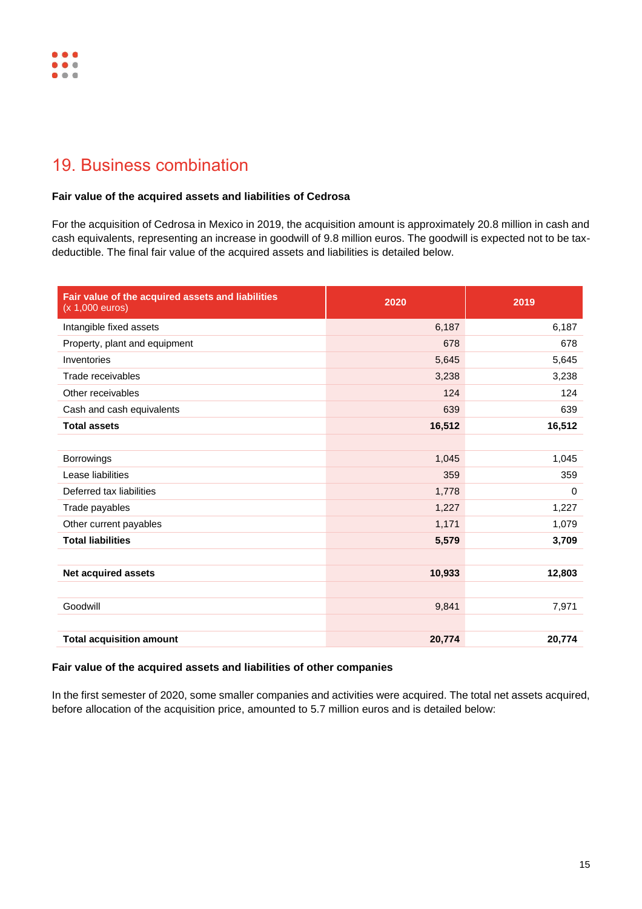# 19. Business combination

**Fair value of the acquired assets and liabilities of Cedrosa**

For the acquisition of Cedrosa in Mexico in 2019, the acquisition amount is approximately 20.8 million in cash and cash equivalents, representing an increase in goodwill of 9.8 million euros. The goodwill is expected not to be tax-deductible. The final fair value of the acquired assets and liabilities is detailed below.

| Fair value of the acquired assets and liabilities (x 1,000 euros) | 2020 | 2019 |
|---|---|---|
| Intangible fixed assets | 6,187 | 6,187 |
| Property, plant and equipment | 678 | 678 |
| Inventories | 5,645 | 5,645 |
| Trade receivables | 3,238 | 3,238 |
| Other receivables | 124 | 124 |
| Cash and cash equivalents | 639 | 639 |
| **Total assets** | **16,512** | **16,512** |
| | | |
| Borrowings | 1,045 | 1,045 |
| Lease liabilities | 359 | 359 |
| Deferred tax liabilities | 1,778 | 0 |
| Trade payables | 1,227 | 1,227 |
| Other current payables | 1,171 | 1,079 |
| **Total liabilities** | **5,579** | **3,709** |
| | | |
| **Net acquired assets** | **10,933** | **12,803** |
| | | |
| Goodwill | 9,841 | 7,971 |
| | | |
| **Total acquisition amount** | **20,774** | **20,774** |

**Fair value of the acquired assets and liabilities of other companies**

In the first semester of 2020, some smaller companies and activities were acquired. The total net assets acquired, before allocation of the acquisition price, amounted to 5.7 million euros and is detailed below: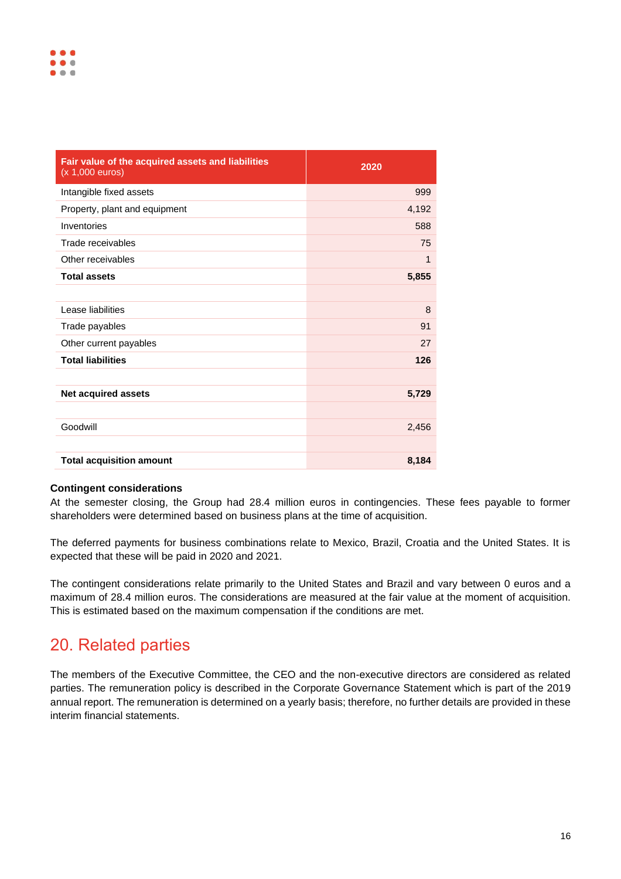| Fair value of the acquired assets and liabilities (x 1,000 euros) | 2020 |
|---|---|
| Intangible fixed assets | 999 |
| Property, plant and equipment | 4,192 |
| Inventories | 588 |
| Trade receivables | 75 |
| Other receivables | 1 |
| **Total assets** | **5,855** |
| | |
| Lease liabilities | 8 |
| Trade payables | 91 |
| Other current payables | 27 |
| **Total liabilities** | **126** |
| | |
| **Net acquired assets** | **5,729** |
| | |
| Goodwill | 2,456 |
| | |
| **Total acquisition amount** | **8,184** |

**Contingent considerations**

At the semester closing, the Group had 28.4 million euros in contingencies. These fees payable to former shareholders were determined based on business plans at the time of acquisition.

The deferred payments for business combinations relate to Mexico, Brazil, Croatia and the United States. It is expected that these will be paid in 2020 and 2021.

The contingent considerations relate primarily to the United States and Brazil and vary between 0 euros and a maximum of 28.4 million euros. The considerations are measured at the fair value at the moment of acquisition. This is estimated based on the maximum compensation if the conditions are met.

## 20. Related parties

The members of the Executive Committee, the CEO and the non-executive directors are considered as related parties. The remuneration policy is described in the Corporate Governance Statement which is part of the 2019 annual report. The remuneration is determined on a yearly basis; therefore, no further details are provided in these interim financial statements.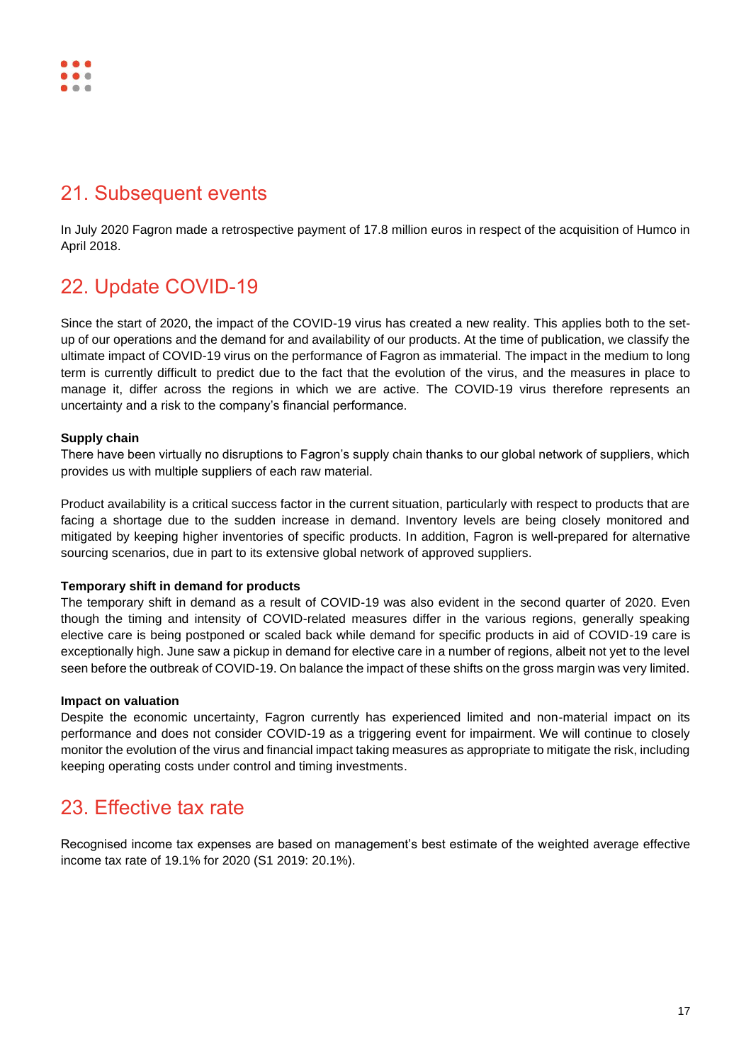## 21. Subsequent events

In July 2020 Fagron made a retrospective payment of 17.8 million euros in respect of the acquisition of Humco in April 2018.

## 22. Update COVID-19

Since the start of 2020, the impact of the COVID-19 virus has created a new reality. This applies both to the set-up of our operations and the demand for and availability of our products. At the time of publication, we classify the ultimate impact of COVID-19 virus on the performance of Fagron as immaterial. The impact in the medium to long term is currently difficult to predict due to the fact that the evolution of the virus, and the measures in place to manage it, differ across the regions in which we are active. The COVID-19 virus therefore represents an uncertainty and a risk to the company's financial performance.

**Supply chain**
There have been virtually no disruptions to Fagron's supply chain thanks to our global network of suppliers, which provides us with multiple suppliers of each raw material.

Product availability is a critical success factor in the current situation, particularly with respect to products that are facing a shortage due to the sudden increase in demand. Inventory levels are being closely monitored and mitigated by keeping higher inventories of specific products. In addition, Fagron is well-prepared for alternative sourcing scenarios, due in part to its extensive global network of approved suppliers.

**Temporary shift in demand for products**
The temporary shift in demand as a result of COVID-19 was also evident in the second quarter of 2020. Even though the timing and intensity of COVID-related measures differ in the various regions, generally speaking elective care is being postponed or scaled back while demand for specific products in aid of COVID-19 care is exceptionally high. June saw a pickup in demand for elective care in a number of regions, albeit not yet to the level seen before the outbreak of COVID-19. On balance the impact of these shifts on the gross margin was very limited.

**Impact on valuation**
Despite the economic uncertainty, Fagron currently has experienced limited and non-material impact on its performance and does not consider COVID-19 as a triggering event for impairment. We will continue to closely monitor the evolution of the virus and financial impact taking measures as appropriate to mitigate the risk, including keeping operating costs under control and timing investments.

## 23. Effective tax rate

Recognised income tax expenses are based on management's best estimate of the weighted average effective income tax rate of 19.1% for 2020 (S1 2019: 20.1%).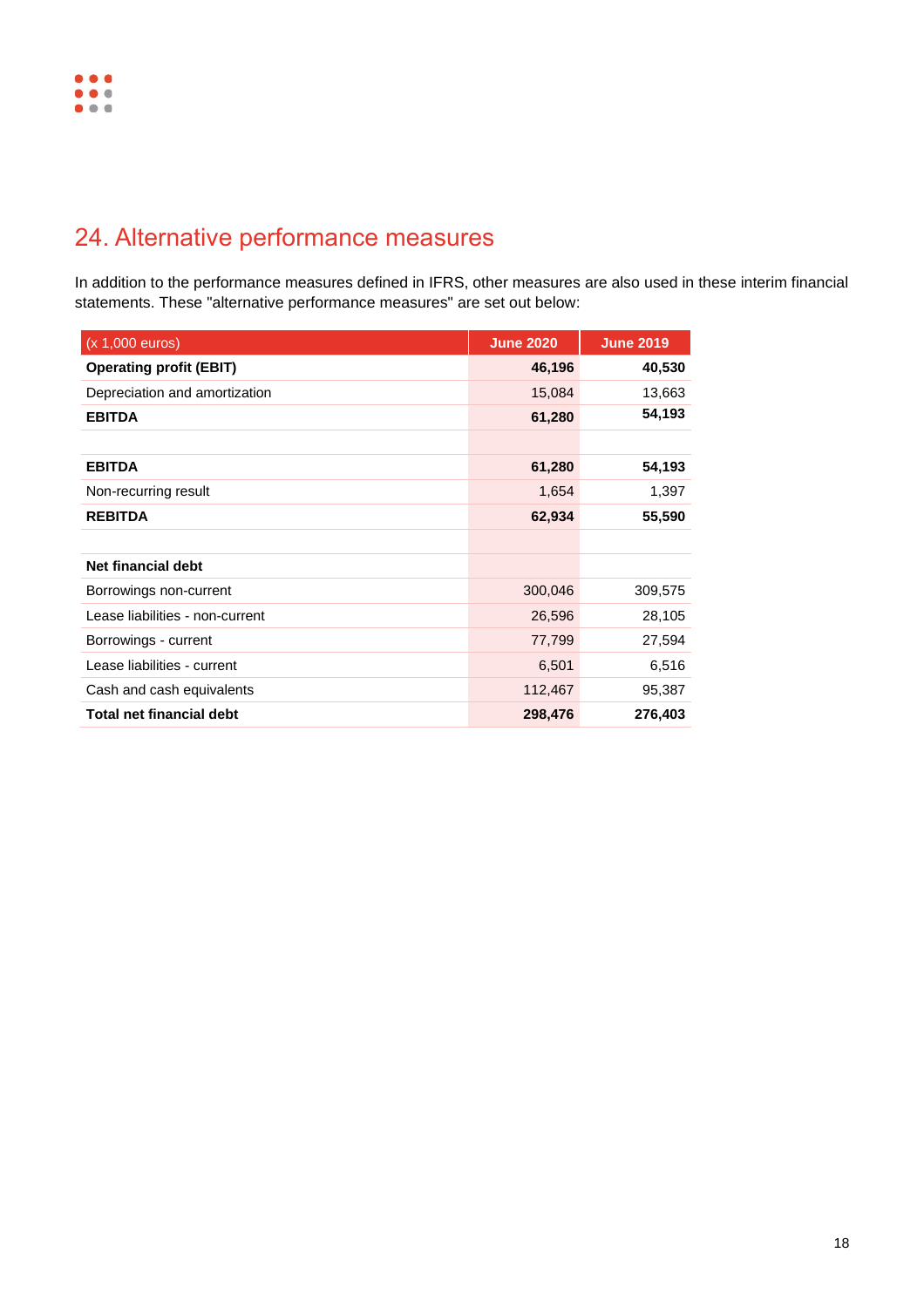## 24. Alternative performance measures

In addition to the performance measures defined in IFRS, other measures are also used in these interim financial statements. These "alternative performance measures" are set out below:

| (x 1,000 euros) | June 2020 | June 2019 |
|---|---|---|
| **Operating profit (EBIT)** | **46,196** | **40,530** |
| Depreciation and amortization | 15,084 | 13,663 |
| **EBITDA** | **61,280** | **54,193** |
| | | |
| **EBITDA** | **61,280** | **54,193** |
| Non-recurring result | 1,654 | 1,397 |
| **REBITDA** | **62,934** | **55,590** |
| | | |
| **Net financial debt** | | |
| Borrowings non-current | 300,046 | 309,575 |
| Lease liabilities - non-current | 26,596 | 28,105 |
| Borrowings - current | 77,799 | 27,594 |
| Lease liabilities - current | 6,501 | 6,516 |
| Cash and cash equivalents | 112,467 | 95,387 |
| **Total net financial debt** | **298,476** | **276,403** |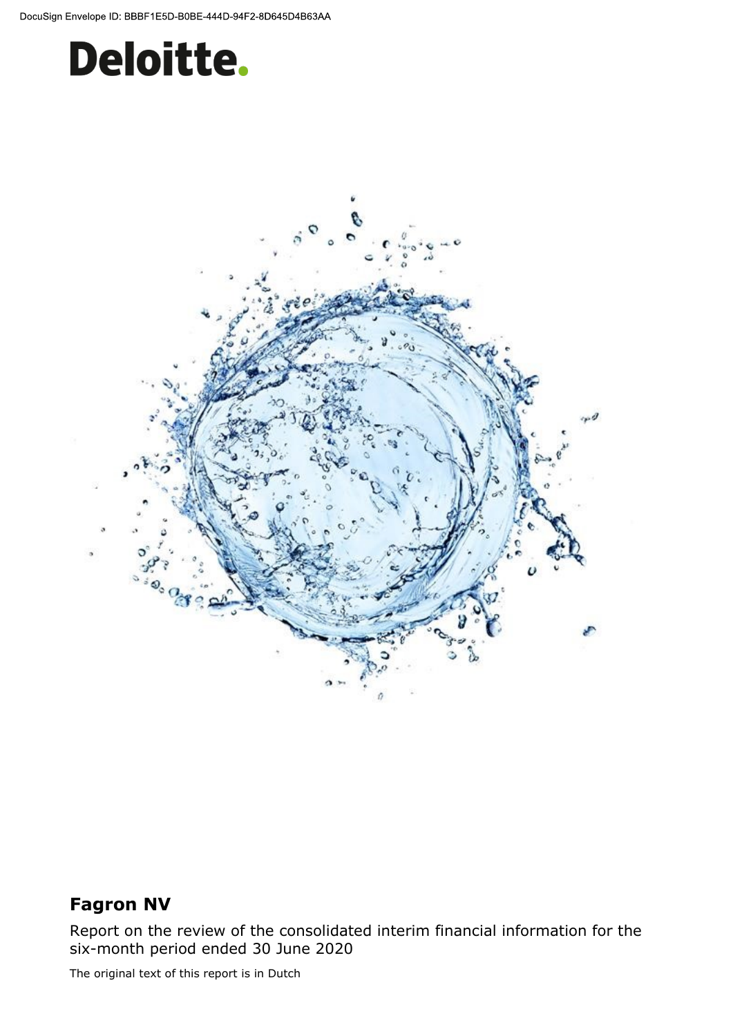DocuSign Envelope ID: BBBF1E5D-B0BE-444D-94F2-8D645D4B63AA

# Deloitte.

## Fagron NV

Report on the review of the consolidated interim financial information for the six-month period ended 30 June 2020

The original text of this report is in Dutch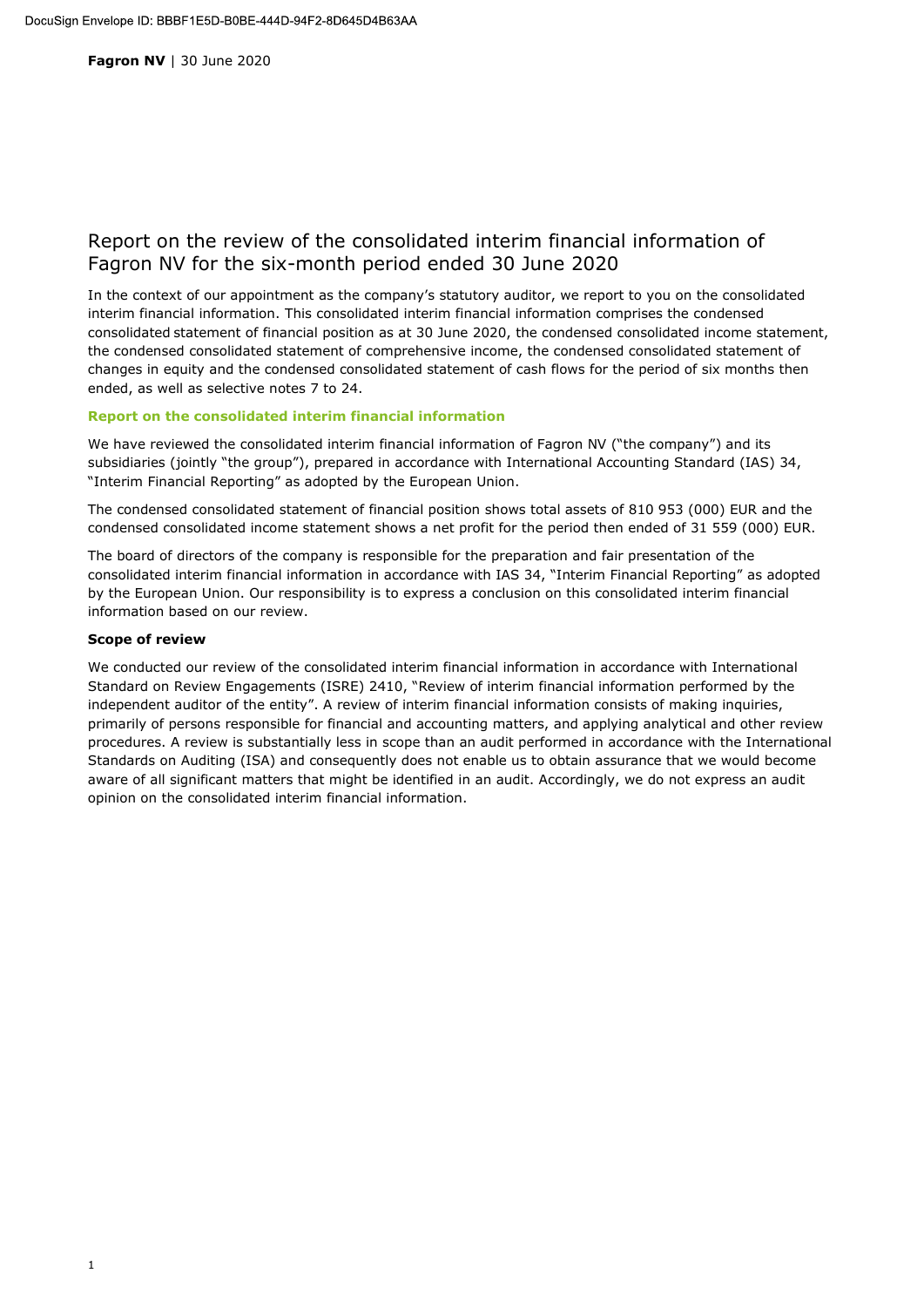Fagron NV | 30 June 2020

# Report on the review of the consolidated interim financial information of Fagron NV for the six-month period ended 30 June 2020

In the context of our appointment as the company's statutory auditor, we report to you on the consolidated interim financial information. This consolidated interim financial information comprises the condensed consolidated statement of financial position as at 30 June 2020, the condensed consolidated income statement, the condensed consolidated statement of comprehensive income, the condensed consolidated statement of changes in equity and the condensed consolidated statement of cash flows for the period of six months then ended, as well as selective notes 7 to 24.

## Report on the consolidated interim financial information

We have reviewed the consolidated interim financial information of Fagron NV ("the company") and its subsidiaries (jointly "the group"), prepared in accordance with International Accounting Standard (IAS) 34, "Interim Financial Reporting" as adopted by the European Union.

The condensed consolidated statement of financial position shows total assets of 810 953 (000) EUR and the condensed consolidated income statement shows a net profit for the period then ended of 31 559 (000) EUR.

The board of directors of the company is responsible for the preparation and fair presentation of the consolidated interim financial information in accordance with IAS 34, "Interim Financial Reporting" as adopted by the European Union. Our responsibility is to express a conclusion on this consolidated interim financial information based on our review.

### Scope of review

We conducted our review of the consolidated interim financial information in accordance with International Standard on Review Engagements (ISRE) 2410, "Review of interim financial information performed by the independent auditor of the entity". A review of interim financial information consists of making inquiries, primarily of persons responsible for financial and accounting matters, and applying analytical and other review procedures. A review is substantially less in scope than an audit performed in accordance with the International Standards on Auditing (ISA) and consequently does not enable us to obtain assurance that we would become aware of all significant matters that might be identified in an audit. Accordingly, we do not express an audit opinion on the consolidated interim financial information.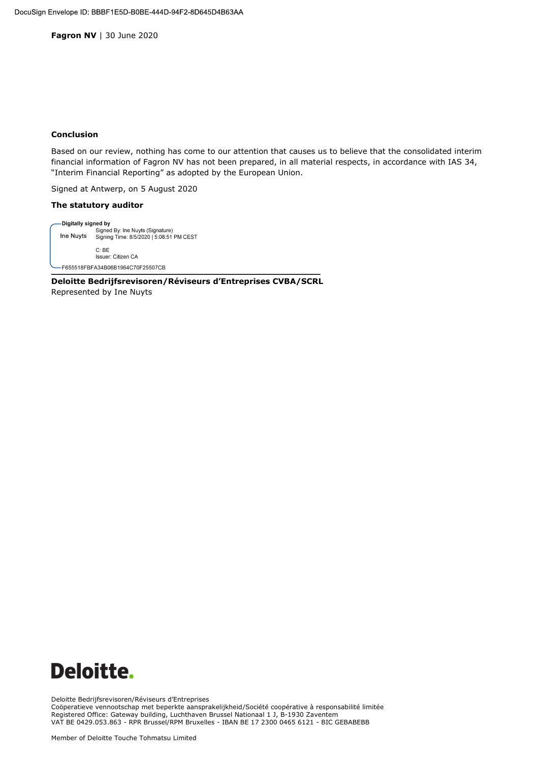### Conclusion

Based on our review, nothing has come to our attention that causes us to believe that the consolidated interim financial information of Fagron NV has not been prepared, in all material respects, in accordance with IAS 34, "Interim Financial Reporting" as adopted by the European Union.

Signed at Antwerp, on 5 August 2020

**The statutory auditor**

Digitally signed by
Ine Nuyts
Signed By: Ine Nuyts (Signature)
Signing Time: 8/5/2020 | 5:08:51 PM CEST
C: BE
Issuer: Citizen CA
F655518FBFA34B06B1964C70F25507CB

**Deloitte Bedrijfsrevisoren/Réviseurs d'Entreprises CVBA/SCRL**
Represented by Ine Nuyts

Deloitte.

Deloitte Bedrijfsrevisoren/Réviseurs d'Entreprises
Coöperatieve vennootschap met beperkte aansprakelijkheid/Société coopérative à responsabilité limitée
Registered Office: Gateway building, Luchthaven Brussel Nationaal 1 J, B-1930 Zaventem
VAT BE 0429.053.863 - RPR Brussel/RPM Bruxelles - IBAN BE 17 2300 0465 6121 - BIC GEBABEBB

Member of Deloitte Touche Tohmatsu Limited